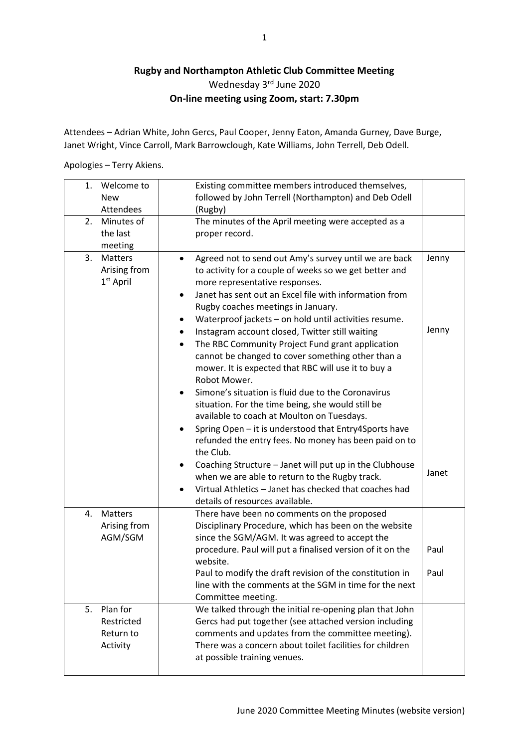**Rugby and Northampton Athletic Club Committee Meeting**

Wednesday 3rd June 2020

**On-line meeting using Zoom, start: 7.30pm**

Attendees – Adrian White, John Gercs, Paul Cooper, Jenny Eaton, Amanda Gurney, Dave Burge, Janet Wright, Vince Carroll, Mark Barrowclough, Kate Williams, John Terrell, Deb Odell.

Apologies – Terry Akiens.

| | | |
|---|---|---|
| 1. Welcome to New Attendees | Existing committee members introduced themselves, followed by John Terrell (Northampton) and Deb Odell (Rugby) | |
| 2. Minutes of the last meeting | The minutes of the April meeting were accepted as a proper record. | |
| 3. Matters Arising from 1st April | • Agreed not to send out Amy's survey until we are back to activity for a couple of weeks so we get better and more representative responses.<br>• Janet has sent out an Excel file with information from Rugby coaches meetings in January.<br>• Waterproof jackets – on hold until activities resume.<br>• Instagram account closed, Twitter still waiting<br>• The RBC Community Project Fund grant application cannot be changed to cover something other than a mower. It is expected that RBC will use it to buy a Robot Mower.<br>• Simone's situation is fluid due to the Coronavirus situation. For the time being, she would still be available to coach at Moulton on Tuesdays.<br>• Spring Open – it is understood that Entry4Sports have refunded the entry fees. No money has been paid on to the Club.<br>• Coaching Structure – Janet will put up in the Clubhouse when we are able to return to the Rugby track.<br>• Virtual Athletics – Janet has checked that coaches had details of resources available. | Jenny<br><br>Jenny<br><br>Janet |
| 4. Matters Arising from AGM/SGM | There have been no comments on the proposed Disciplinary Procedure, which has been on the website since the SGM/AGM. It was agreed to accept the procedure. Paul will put a finalised version of it on the website.<br>Paul to modify the draft revision of the constitution in line with the comments at the SGM in time for the next Committee meeting. | Paul<br><br>Paul |
| 5. Plan for Restricted Return to Activity | We talked through the initial re-opening plan that John Gercs had put together (see attached version including comments and updates from the committee meeting). There was a concern about toilet facilities for children at possible training venues. | |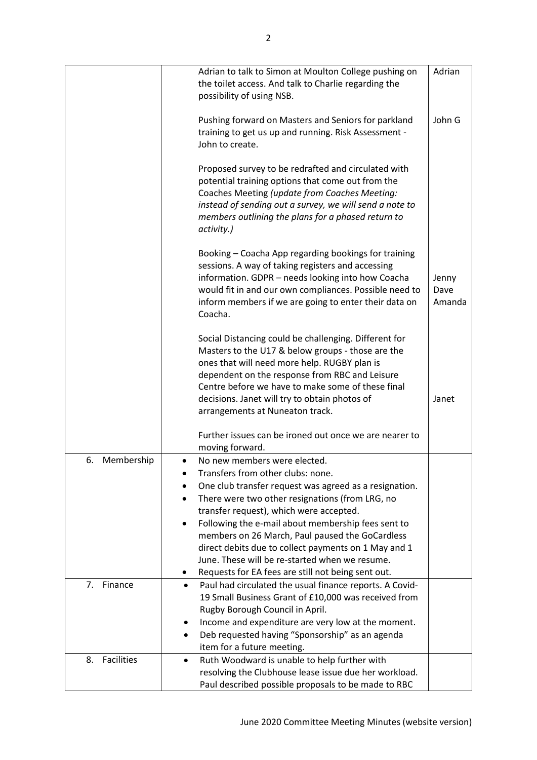| | | |
|---|---|---|
| | Adrian to talk to Simon at Moulton College pushing on the toilet access. And talk to Charlie regarding the possibility of using NSB. | Adrian |
| | Pushing forward on Masters and Seniors for parkland training to get us up and running. Risk Assessment - John to create. | John G |
| | Proposed survey to be redrafted and circulated with potential training options that come out from the Coaches Meeting *(update from Coaches Meeting: instead of sending out a survey, we will send a note to members outlining the plans for a phased return to activity.)* | |
| | Booking – Coacha App regarding bookings for training sessions. A way of taking registers and accessing information. GDPR – needs looking into how Coacha would fit in and our own compliances. Possible need to inform members if we are going to enter their data on Coacha. | Jenny<br>Dave<br>Amanda |
| | Social Distancing could be challenging. Different for Masters to the U17 & below groups - those are the ones that will need more help. RUGBY plan is dependent on the response from RBC and Leisure Centre before we have to make some of these final decisions. Janet will try to obtain photos of arrangements at Nuneaton track. | Janet |
| | Further issues can be ironed out once we are nearer to moving forward. | |
| 6. Membership | • No new members were elected.<br>• Transfers from other clubs: none.<br>• One club transfer request was agreed as a resignation.<br>• There were two other resignations (from LRG, no transfer request), which were accepted.<br>• Following the e-mail about membership fees sent to members on 26 March, Paul paused the GoCardless direct debits due to collect payments on 1 May and 1 June. These will be re-started when we resume.<br>• Requests for EA fees are still not being sent out. | |
| 7. Finance | • Paul had circulated the usual finance reports. A Covid-19 Small Business Grant of £10,000 was received from Rugby Borough Council in April.<br>• Income and expenditure are very low at the moment.<br>• Deb requested having "Sponsorship" as an agenda item for a future meeting. | |
| 8. Facilities | • Ruth Woodward is unable to help further with resolving the Clubhouse lease issue due her workload. Paul described possible proposals to be made to RBC | |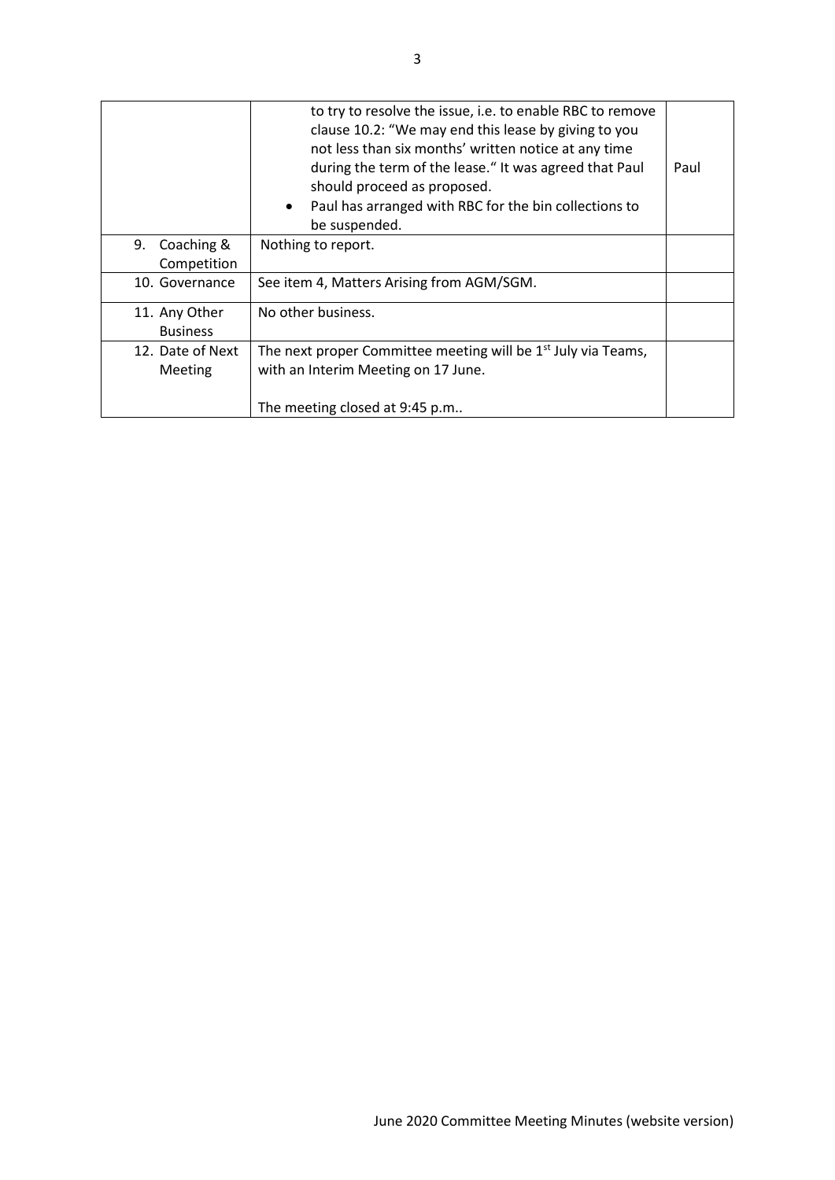| | | |
|---|---|---|
| | to try to resolve the issue, i.e. to enable RBC to remove clause 10.2: "We may end this lease by giving to you not less than six months' written notice at any time during the term of the lease." It was agreed that Paul should proceed as proposed.<br>• Paul has arranged with RBC for the bin collections to be suspended. | Paul |
| 9. Coaching & Competition | Nothing to report. | |
| 10. Governance | See item 4, Matters Arising from AGM/SGM. | |
| 11. Any Other Business | No other business. | |
| 12. Date of Next Meeting | The next proper Committee meeting will be 1st July via Teams, with an Interim Meeting on 17 June.<br><br>The meeting closed at 9:45 p.m.. | |